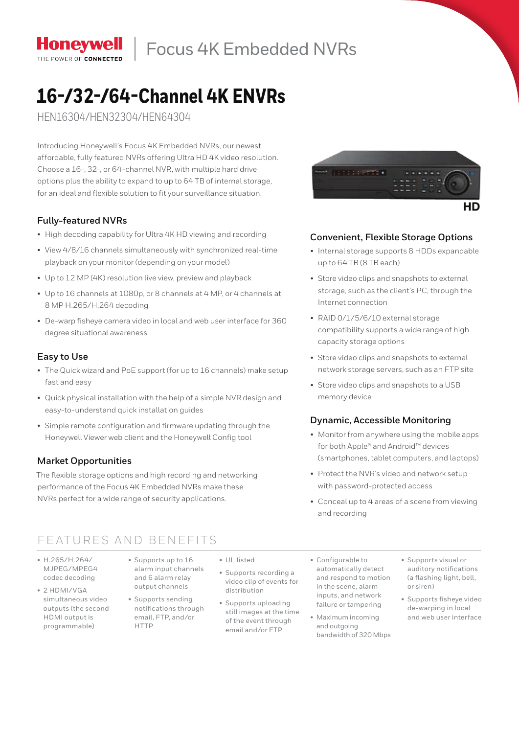Honeywell
THE POWER OF CONNECTED

Focus 4K Embedded NVRs

# 16-/32-/64-Channel 4K ENVRs

HEN16304/HEN32304/HEN64304

Introducing Honeywell's Focus 4K Embedded NVRs, our newest affordable, fully featured NVRs offering Ultra HD 4K video resolution. Choose a 16-, 32-, or 64-channel NVR, with multiple hard drive options plus the ability to expand to up to 64 TB of internal storage, for an ideal and flexible solution to fit your surveillance situation.

## Fully-featured NVRs

- High decoding capability for Ultra 4K HD viewing and recording
- View 4/8/16 channels simultaneously with synchronized real-time playback on your monitor (depending on your model)
- Up to 12 MP (4K) resolution live view, preview and playback
- Up to 16 channels at 1080p, or 8 channels at 4 MP, or 4 channels at 8 MP H.265/H.264 decoding
- De-warp fisheye camera video in local and web user interface for 360 degree situational awareness

## Easy to Use

- The Quick wizard and PoE support (for up to 16 channels) make setup fast and easy
- Quick physical installation with the help of a simple NVR design and easy-to-understand quick installation guides
- Simple remote configuration and firmware updating through the Honeywell Viewer web client and the Honeywell Config tool

## Market Opportunities

The flexible storage options and high recording and networking performance of the Focus 4K Embedded NVRs make these NVRs perfect for a wide range of security applications.

HD

## Convenient, Flexible Storage Options

- Internal storage supports 8 HDDs expandable up to 64 TB (8 TB each)
- Store video clips and snapshots to external storage, such as the client's PC, through the Internet connection
- RAID 0/1/5/6/10 external storage compatibility supports a wide range of high capacity storage options
- Store video clips and snapshots to external network storage servers, such as an FTP site
- Store video clips and snapshots to a USB memory device

## Dynamic, Accessible Monitoring

- Monitor from anywhere using the mobile apps for both Apple® and Android™ devices (smartphones, tablet computers, and laptops)
- Protect the NVR's video and network setup with password-protected access
- Conceal up to 4 areas of a scene from viewing and recording

## FEATURES AND BENEFITS

- H.265/H.264/MJPEG/MPEG4 codec decoding
- 2 HDMI/VGA simultaneous video outputs (the second HDMI output is programmable)
- Supports up to 16 alarm input channels and 6 alarm relay output channels
- Supports sending notifications through email, FTP, and/or HTTP
- UL listed
- Supports recording a video clip of events for distribution
- Supports uploading still images at the time of the event through email and/or FTP
- Configurable to automatically detect and respond to motion in the scene, alarm inputs, and network failure or tampering
- Maximum incoming and outgoing bandwidth of 320 Mbps
- Supports visual or auditory notifications (a flashing light, bell, or siren)
- Supports fisheye video de-warping in local and web user interface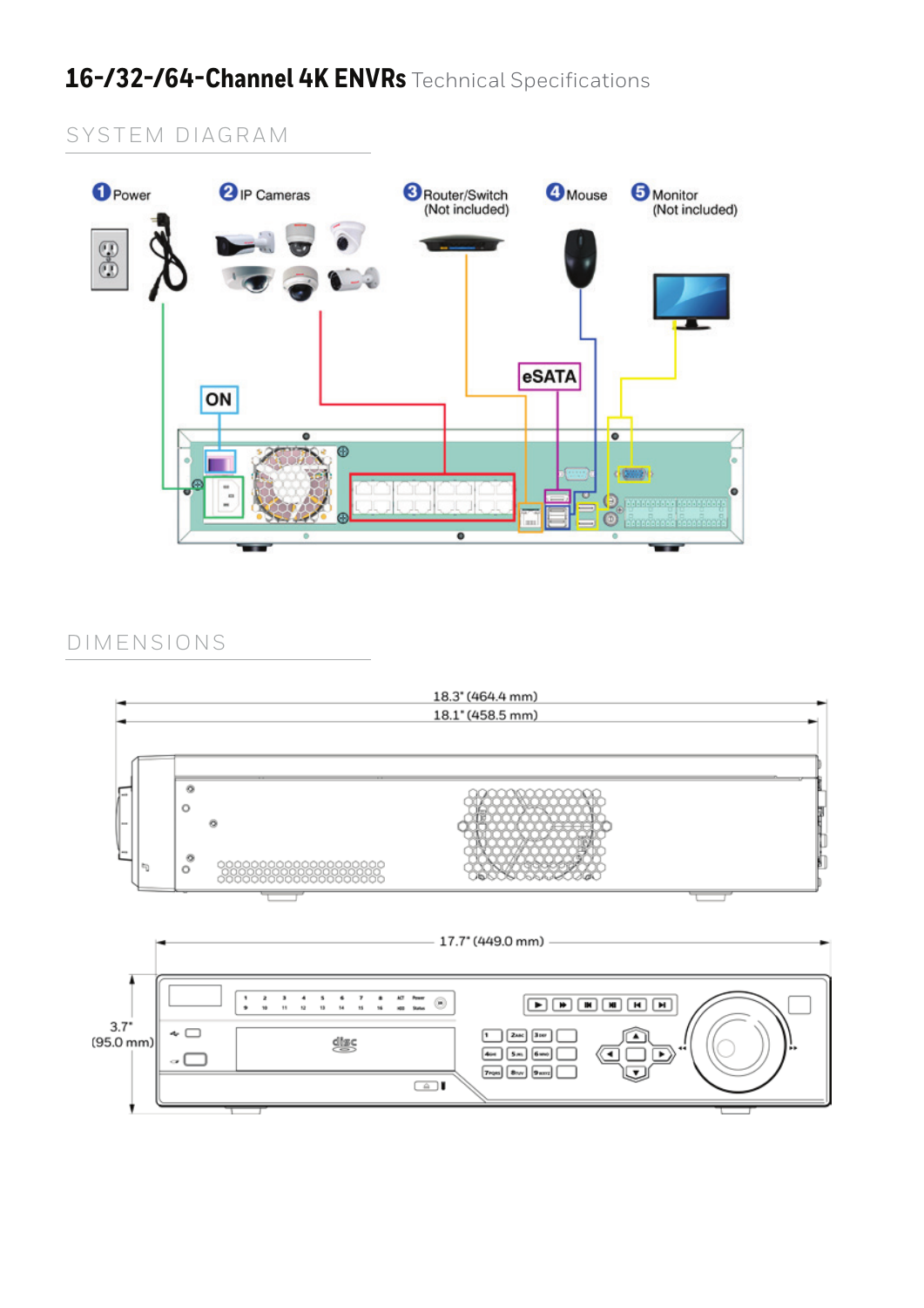# 16-/32-/64-Channel 4K ENVRs Technical Specifications

## SYSTEM DIAGRAM

1 Power

2 IP Cameras

3 Router/Switch (Not included)

4 Mouse

5 Monitor (Not included)

ON

eSATA

## DIMENSIONS

18.3" (464.4 mm)

18.1" (458.5 mm)

17.7" (449.0 mm)

3.7" (95.0 mm)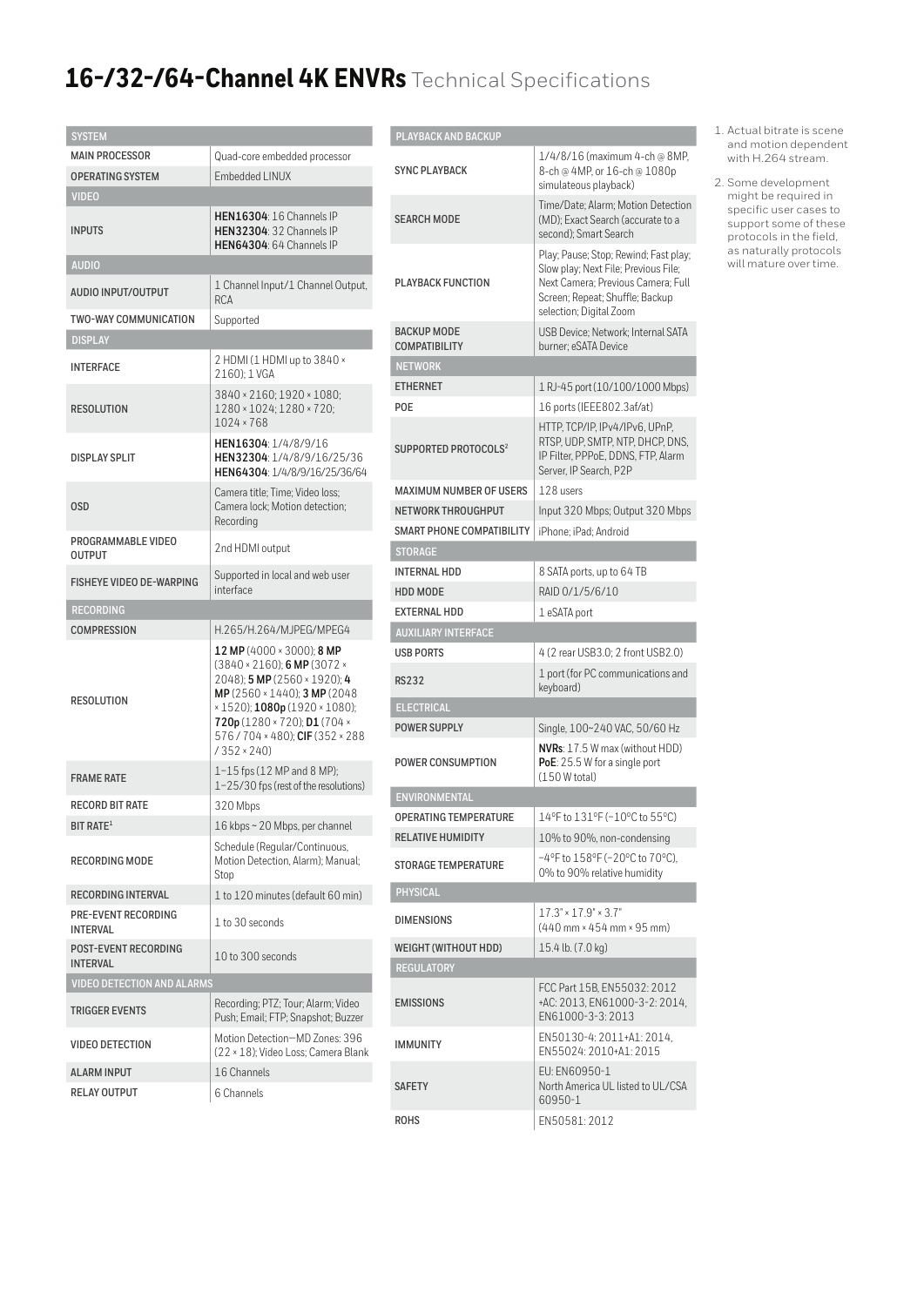# 16-/32-/64-Channel 4K ENVRs Technical Specifications

| SYSTEM | |
|---|---|
| MAIN PROCESSOR | Quad-core embedded processor |
| OPERATING SYSTEM | Embedded LINUX |
| **VIDEO** | |
| INPUTS | **HEN16304**: 16 Channels IP<br>**HEN32304**: 32 Channels IP<br>**HEN64304**: 64 Channels IP |
| **AUDIO** | |
| AUDIO INPUT/OUTPUT | 1 Channel Input/1 Channel Output, RCA |
| TWO-WAY COMMUNICATION | Supported |
| **DISPLAY** | |
| INTERFACE | 2 HDMI (1 HDMI up to 3840 × 2160); 1 VGA |
| RESOLUTION | 3840 × 2160; 1920 × 1080; 1280 × 1024; 1280 × 720; 1024 × 768 |
| DISPLAY SPLIT | **HEN16304**: 1/4/8/9/16<br>**HEN32304**: 1/4/8/9/16/25/36<br>**HEN64304**: 1/4/8/9/16/25/36/64 |
| OSD | Camera title; Time; Video loss; Camera lock; Motion detection; Recording |
| PROGRAMMABLE VIDEO OUTPUT | 2nd HDMI output |
| FISHEYE VIDEO DE-WARPING | Supported in local and web user interface |
| **RECORDING** | |
| COMPRESSION | H.265/H.264/MJPEG/MPEG4 |
| RESOLUTION | **12 MP** (4000 × 3000); **8 MP** (3840 × 2160); **6 MP** (3072 × 2048); **5 MP** (2560 × 1920); **4 MP** (2560 × 1440); **3 MP** (2048 × 1520); **1080p** (1920 × 1080); **720p** (1280 × 720); **D1** (704 × 576 / 704 × 480); **CIF** (352 × 288 / 352 × 240) |
| FRAME RATE | 1–15 fps (12 MP and 8 MP);<br>1–25/30 fps (rest of the resolutions) |
| RECORD BIT RATE | 320 Mbps |
| BIT RATE[1] | 16 kbps ~ 20 Mbps, per channel |
| RECORDING MODE | Schedule (Regular/Continuous, Motion Detection, Alarm); Manual; Stop |
| RECORDING INTERVAL | 1 to 120 minutes (default 60 min) |
| PRE-EVENT RECORDING INTERVAL | 1 to 30 seconds |
| POST-EVENT RECORDING INTERVAL | 10 to 300 seconds |
| **VIDEO DETECTION AND ALARMS** | |
| TRIGGER EVENTS | Recording; PTZ; Tour; Alarm; Video Push; Email; FTP; Snapshot; Buzzer |
| VIDEO DETECTION | Motion Detection—MD Zones: 396 (22 × 18); Video Loss; Camera Blank |
| ALARM INPUT | 16 Channels |
| RELAY OUTPUT | 6 Channels |

| PLAYBACK AND BACKUP | |
|---|---|
| SYNC PLAYBACK | 1/4/8/16 (maximum 4-ch @ 8MP, 8-ch @ 4MP, or 16-ch @ 1080p simulateous playback) |
| SEARCH MODE | Time/Date; Alarm; Motion Detection (MD); Exact Search (accurate to a second); Smart Search |
| PLAYBACK FUNCTION | Play; Pause; Stop; Rewind; Fast play; Slow play; Next File; Previous File; Next Camera; Previous Camera; Full Screen; Repeat; Shuffle; Backup selection; Digital Zoom |
| BACKUP MODE COMPATIBILITY | USB Device; Network; Internal SATA burner; eSATA Device |
| **NETWORK** | |
| ETHERNET | 1 RJ-45 port (10/100/1000 Mbps) |
| POE | 16 ports (IEEE802.3af/at) |
| SUPPORTED PROTOCOLS[2] | HTTP, TCP/IP, IPv4/IPv6, UPnP, RTSP, UDP, SMTP, NTP, DHCP, DNS, IP Filter, PPPoE, DDNS, FTP, Alarm Server, IP Search, P2P |
| MAXIMUM NUMBER OF USERS | 128 users |
| NETWORK THROUGHPUT | Input 320 Mbps; Output 320 Mbps |
| SMART PHONE COMPATIBILITY | iPhone; iPad; Android |
| **STORAGE** | |
| INTERNAL HDD | 8 SATA ports, up to 64 TB |
| HDD MODE | RAID 0/1/5/6/10 |
| EXTERNAL HDD | 1 eSATA port |
| **AUXILIARY INTERFACE** | |
| USB PORTS | 4 (2 rear USB3.0; 2 front USB2.0) |
| RS232 | 1 port (for PC communications and keyboard) |
| **ELECTRICAL** | |
| POWER SUPPLY | Single, 100~240 VAC, 50/60 Hz |
| POWER CONSUMPTION | **NVRs**: 17.5 W max (without HDD)<br>**PoE**: 25.5 W for a single port (150 W total) |
| **ENVIRONMENTAL** | |
| OPERATING TEMPERATURE | 14°F to 131°F (–10°C to 55°C) |
| RELATIVE HUMIDITY | 10% to 90%, non-condensing |
| STORAGE TEMPERATURE | –4°F to 158°F (–20°C to 70°C), 0% to 90% relative humidity |
| **PHYSICAL** | |
| DIMENSIONS | 17.3" × 17.9" × 3.7"<br>(440 mm × 454 mm × 95 mm) |
| WEIGHT (WITHOUT HDD) | 15.4 lb. (7.0 kg) |
| **REGULATORY** | |
| EMISSIONS | FCC Part 15B, EN55032: 2012 +AC: 2013, EN61000-3-2: 2014, EN61000-3-3: 2013 |
| IMMUNITY | EN50130-4: 2011+A1: 2014, EN55024: 2010+A1: 2015 |
| SAFETY | EU: EN60950-1<br>North America UL listed to UL/CSA 60950-1 |
| ROHS | EN50581: 2012 |

1. Actual bitrate is scene and motion dependent with H.264 stream.
2. Some development might be required in specific user cases to support some of these protocols in the field, as naturally protocols will mature over time.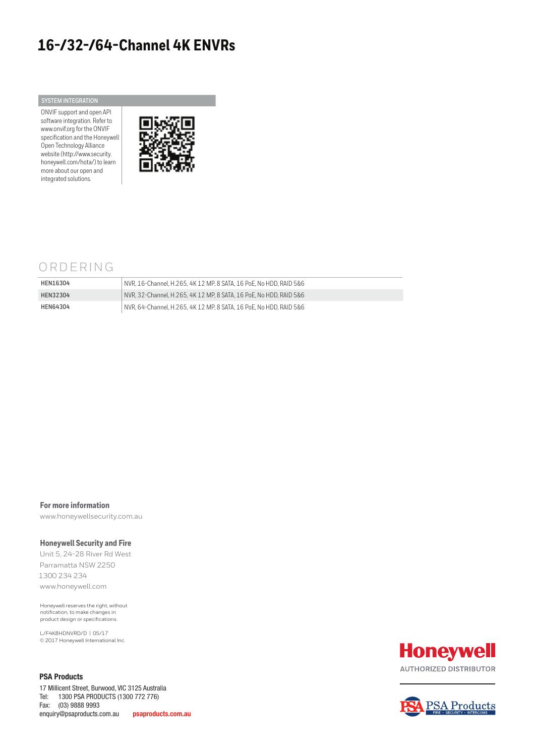# 16-/32-/64-Channel 4K ENVRs

## SYSTEM INTEGRATION

ONVIF support and open API software integration. Refer to www.onvif.org for the ONVIF specification and the Honeywell Open Technology Alliance website (http://www.security.honeywell.com/hota/) to learn more about our open and integrated solutions.

## ORDERING

| | |
|---|---|
| **HEN16304** | NVR, 16-Channel, H.265, 4K 12 MP, 8 SATA, 16 PoE, No HDD, RAID 5&6 |
| **HEN32304** | NVR, 32-Channel, H.265, 4K 12 MP, 8 SATA, 16 PoE, No HDD, RAID 5&6 |
| **HEN64304** | NVR, 64-Channel, H.265, 4K 12 MP, 8 SATA, 16 PoE, No HDD, RAID 5&6 |

**For more information**

www.honeywellsecurity.com.au

**Honeywell Security and Fire**

Unit 5, 24-28 River Rd West
Parramatta NSW 2250
1300 234 234
www.honeywell.com

Honeywell reserves the right, without notification, to make changes in product design or specifications.

L/F4K8HDNVRD/D | 05/17
© 2017 Honeywell International Inc.

**PSA Products**

17 Millicent Street, Burwood, VIC 3125 Australia
Tel: 1300 PSA PRODUCTS (1300 772 776)
Fax: (03) 9888 9993
enquiry@psaproducts.com.au **psaproducts.com.au**

Honeywell
AUTHORIZED DISTRIBUTOR

PSA Products
FIRE · SECURITY · INTERCOMS